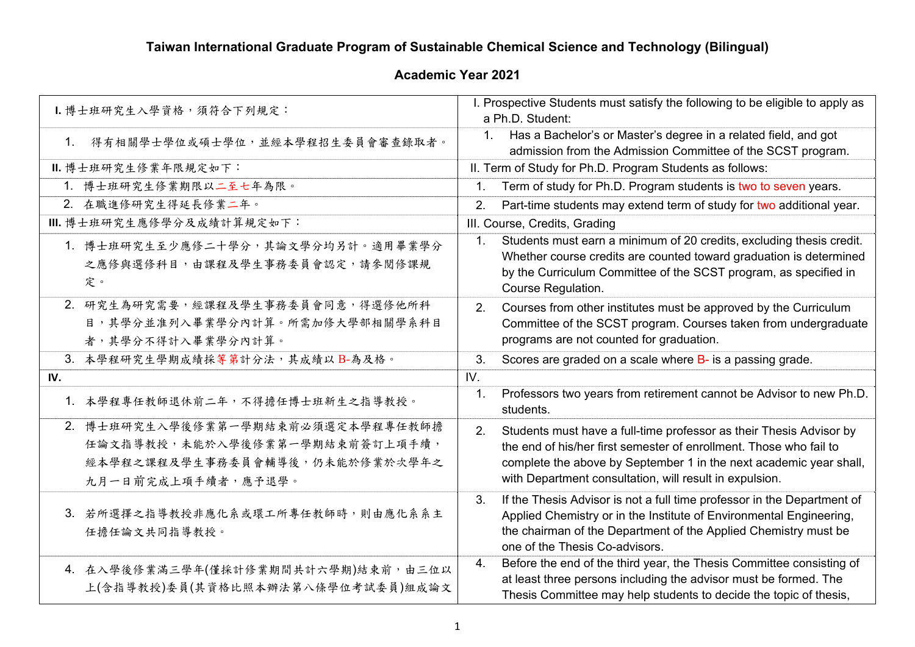# Taiwan International Graduate Program of Sustainable Chemical Science and Technology (Bilingual)

## Academic Year 2021

| 中文 | English |
|---|---|
| **I.** 博士班研究生入學資格，須符合下列規定： | I. Prospective Students must satisfy the following to be eligible to apply as a Ph.D. Student: |
| 1. 得有相關學士學位或碩士學位，並經本學程招生委員會審查錄取者。 | 1. Has a Bachelor's or Master's degree in a related field, and got admission from the Admission Committee of the SCST program. |
| **II.** 博士班研究生修業年限規定如下： | II. Term of Study for Ph.D. Program Students as follows: |
| 1. 博士班研究生修業期限以二至七年為限。 | 1. Term of study for Ph.D. Program students is two to seven years. |
| 2. 在職進修研究生得延長修業二年。 | 2. Part-time students may extend term of study for two additional year. |
| **III.** 博士班研究生應修學分及成績計算規定如下： | III. Course, Credits, Grading |
| 1. 博士班研究生至少應修二十學分，其論文學分均另計。適用畢業學分之應修與選修科目，由課程及學生事務委員會認定，請參閱修課規定。 | 1. Students must earn a minimum of 20 credits, excluding thesis credit. Whether course credits are counted toward graduation is determined by the Curriculum Committee of the SCST program, as specified in Course Regulation. |
| 2. 研究生為研究需要，經課程及學生事務委員會同意，得選修他所科目，其學分並准列入畢業學分內計算。所需加修大學部相關學系科目者，其學分不得計入畢業學分內計算。 | 2. Courses from other institutes must be approved by the Curriculum Committee of the SCST program. Courses taken from undergraduate programs are not counted for graduation. |
| 3. 本學程研究生學期成績採等第計分法，其成績以 B-為及格。 | 3. Scores are graded on a scale where B- is a passing grade. |
| **IV.** | IV. |
| 1. 本學程專任教師退休前二年，不得擔任博士班新生之指導教授。 | 1. Professors two years from retirement cannot be Advisor to new Ph.D. students. |
| 2. 博士班研究生入學後修業第一學期結束前必須選定本學程專任教師擔任論文指導教授，未能於入學後修業第一學期結束前簽訂上項手續，經本學程之課程及學生事務委員會輔導後，仍未能於修業於次學年之九月一日前完成上項手續者，應予退學。 | 2. Students must have a full-time professor as their Thesis Advisor by the end of his/her first semester of enrollment. Those who fail to complete the above by September 1 in the next academic year shall, with Department consultation, will result in expulsion. |
| 3. 若所選擇之指導教授非應化系或環工所專任教師時，則由應化系系主任擔任論文共同指導教授。 | 3. If the Thesis Advisor is not a full time professor in the Department of Applied Chemistry or in the Institute of Environmental Engineering, the chairman of the Department of the Applied Chemistry must be one of the Thesis Co-advisors. |
| 4. 在入學後修業滿三學年(僅採計修業期間共計六學期)結束前，由三位以上(含指導教授)委員(其資格比照本辦法第八條學位考試委員)組成論文 | 4. Before the end of the third year, the Thesis Committee consisting of at least three persons including the advisor must be formed. The Thesis Committee may help students to decide the topic of thesis, |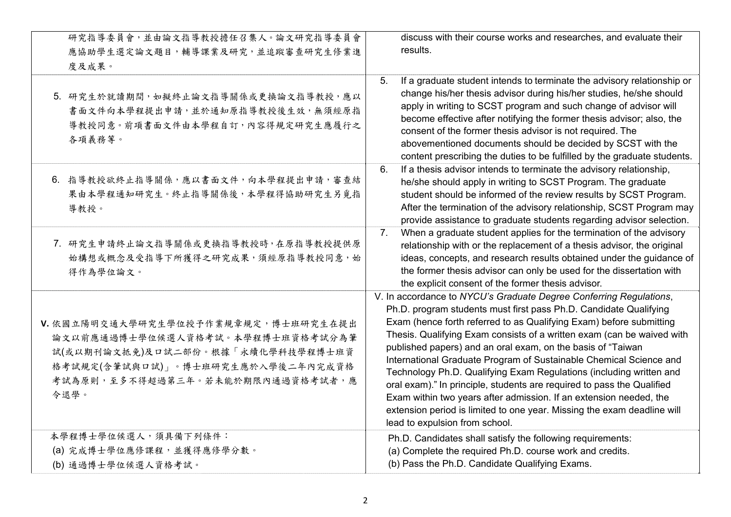| | |
|---|---|
| 研究指導委員會，並由論文指導教授擔任召集人。論文研究指導委員會應協助學生選定論文題目，輔導課業及研究，並追蹤審查研究生修業進度及成果。 | discuss with their course works and researches, and evaluate their results. |
| 5. 研究生於就讀期間，如擬終止論文指導關係或更換論文指導教授，應以書面文件向本學程提出申請，並於通知原指導教授後生效，無須經原指導教授同意。前項書面文件由本學程自訂，內容得規定研究生應履行之各項義務等。 | 5. If a graduate student intends to terminate the advisory relationship or change his/her thesis advisor during his/her studies, he/she should apply in writing to SCST program and such change of advisor will become effective after notifying the former thesis advisor; also, the consent of the former thesis advisor is not required. The abovementioned documents should be decided by SCST with the content prescribing the duties to be fulfilled by the graduate students. |
| 6. 指導教授欲終止指導關係，應以書面文件，向本學程提出申請，審查結果由本學程通知研究生。終止指導關係後，本學程得協助研究生另覓指導教授。 | 6. If a thesis advisor intends to terminate the advisory relationship, he/she should apply in writing to SCST Program. The graduate student should be informed of the review results by SCST Program. After the termination of the advisory relationship, SCST Program may provide assistance to graduate students regarding advisor selection. |
| 7. 研究生申請終止論文指導關係或更換指導教授時，在原指導教授提供原始構想或概念及受指導下所獲得之研究成果，須經原指導教授同意，始得作為學位論文。 | 7. When a graduate student applies for the termination of the advisory relationship with or the replacement of a thesis advisor, the original ideas, concepts, and research results obtained under the guidance of the former thesis advisor can only be used for the dissertation with the explicit consent of the former thesis advisor. |
| **V.** 依國立陽明交通大學研究生學位授予作業規章規定，博士班研究生在提出論文以前應通過博士學位候選人資格考試。本學程博士班資格考試分為筆試(或以期刊論文抵免)及口試二部份。根據「永續化學科技學程博士班資格考試規定(含筆試與口試)」。博士班研究生應於入學後二年內完成資格考試為原則，至多不得超過第三年。若未能於期限內通過資格考試者，應令退學。 | V. In accordance to *NYCU's Graduate Degree Conferring Regulations*, Ph.D. program students must first pass Ph.D. Candidate Qualifying Exam (hence forth referred to as Qualifying Exam) before submitting Thesis. Qualifying Exam consists of a written exam (can be waived with published papers) and an oral exam, on the basis of "Taiwan International Graduate Program of Sustainable Chemical Science and Technology Ph.D. Qualifying Exam Regulations (including written and oral exam)." In principle, students are required to pass the Qualified Exam within two years after admission. If an extension needed, the extension period is limited to one year. Missing the exam deadline will lead to expulsion from school. |
| 本學程博士學位候選人，須具備下列條件：<br>(a) 完成博士學位應修課程，並獲得應修學分數。<br>(b) 通過博士學位候選人資格考試。 | Ph.D. Candidates shall satisfy the following requirements:<br>(a) Complete the required Ph.D. course work and credits.<br>(b) Pass the Ph.D. Candidate Qualifying Exams. |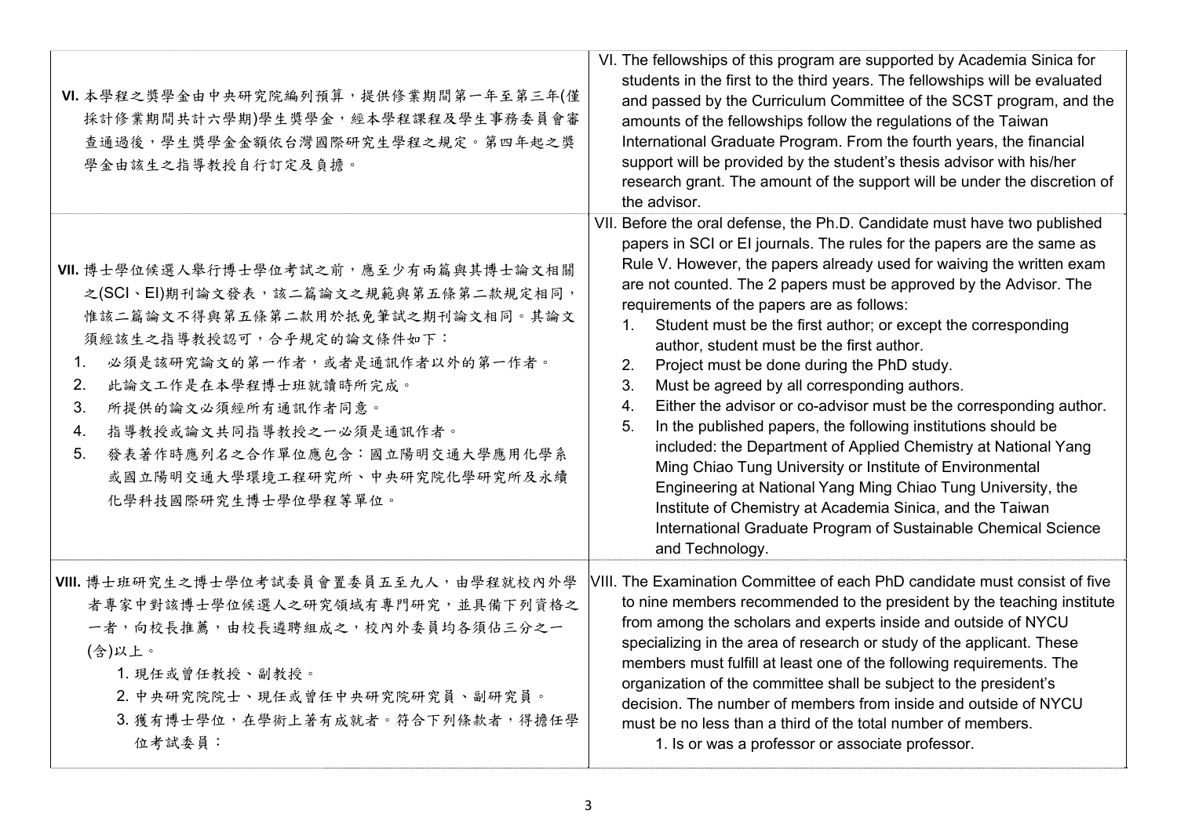| | |
|---|---|
| **VI.** 本學程之獎學金由中央研究院編列預算，提供修業期間第一年至第三年(僅採計修業期間共計六學期)學生獎學金，經本學程課程及學生事務委員會審查通過後，學生獎學金金額依台灣國際研究生學程之規定。第四年起之獎學金由該生之指導教授自行訂定及負擔。 | VI. The fellowships of this program are supported by Academia Sinica for students in the first to the third years. The fellowships will be evaluated and passed by the Curriculum Committee of the SCST program, and the amounts of the fellowships follow the regulations of the Taiwan International Graduate Program. From the fourth years, the financial support will be provided by the student's thesis advisor with his/her research grant. The amount of the support will be under the discretion of the advisor. |
| **VII.** 博士學位候選人舉行博士學位考試之前，應至少有兩篇與其博士論文相關之(SCI、EI)期刊論文發表，該二篇論文之規範與第五條第二款規定相同，惟該二篇論文不得與第五條第二款用於抵免筆試之期刊論文相同。其論文須經該生之指導教授認可，合乎規定的論文條件如下：<br>1. 必須是該研究論文的第一作者，或者是通訊作者以外的第一作者。<br>2. 此論文工作是在本學程博士班就讀時所完成。<br>3. 所提供的論文必須經所有通訊作者同意。<br>4. 指導教授或論文共同指導教授之一必須是通訊作者。<br>5. 發表著作時應列名之合作單位應包含：國立陽明交通大學應用化學系或國立陽明交通大學環境工程研究所、中央研究院化學研究所及永續化學科技國際研究生博士學位學程等單位。 | VII. Before the oral defense, the Ph.D. Candidate must have two published papers in SCI or EI journals. The rules for the papers are the same as Rule V. However, the papers already used for waiving the written exam are not counted. The 2 papers must be approved by the Advisor. The requirements of the papers are as follows:<br>1. Student must be the first author; or except the corresponding author, student must be the first author.<br>2. Project must be done during the PhD study.<br>3. Must be agreed by all corresponding authors.<br>4. Either the advisor or co-advisor must be the corresponding author.<br>5. In the published papers, the following institutions should be included: the Department of Applied Chemistry at National Yang Ming Chiao Tung University or Institute of Environmental Engineering at National Yang Ming Chiao Tung University, the Institute of Chemistry at Academia Sinica, and the Taiwan International Graduate Program of Sustainable Chemical Science and Technology. |
| **VIII.** 博士班研究生之博士學位考試委員會置委員五至九人，由學程就校內外學者專家中對該博士學位候選人之研究領域有專門研究，並具備下列資格之一者，向校長推薦，由校長遴聘組成之，校內外委員均各須佔三分之一(含)以上。<br>1. 現任或曾任教授、副教授。<br>2. 中央研究院院士、現任或曾任中央研究院研究員、副研究員。<br>3. 獲有博士學位，在學術上著有成就者。符合下列條款者，得擔任學位考試委員： | VIII. The Examination Committee of each PhD candidate must consist of five to nine members recommended to the president by the teaching institute from among the scholars and experts inside and outside of NYCU specializing in the area of research or study of the applicant. These members must fulfill at least one of the following requirements. The organization of the committee shall be subject to the president's decision. The number of members from inside and outside of NYCU must be no less than a third of the total number of members.<br>1. Is or was a professor or associate professor. |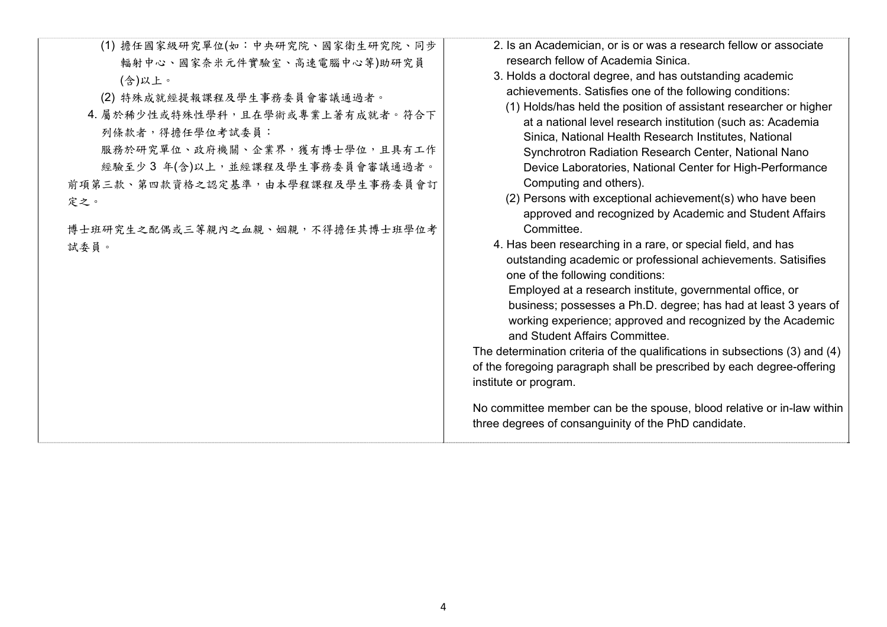| | |
|---|---|
| (1) 擔任國家級研究單位(如：中央研究院、國家衛生研究院、同步輻射中心、國家奈米元件實驗室、高速電腦中心等)助研究員(含)以上。<br>(2) 特殊成就經提報課程及學生事務委員會審議通過者。<br>4. 屬於稀少性或特殊性學科，且在學術或專業上著有成就者。符合下列條款者，得擔任學位考試委員：<br>服務於研究單位、政府機關、企業界，獲有博士學位，且具有工作經驗至少 3 年(含)以上，並經課程及學生事務委員會審議通過者。<br>前項第三款、第四款資格之認定基準，由本學程課程及學生事務委員會訂定之。<br><br>博士班研究生之配偶或三等親內之血親、姻親，不得擔任其博士班學位考試委員。 | 2. Is an Academician, or is or was a research fellow or associate research fellow of Academia Sinica.<br>3. Holds a doctoral degree, and has outstanding academic achievements. Satisfies one of the following conditions:<br>(1) Holds/has held the position of assistant researcher or higher at a national level research institution (such as: Academia Sinica, National Health Research Institutes, National Synchrotron Radiation Research Center, National Nano Device Laboratories, National Center for High-Performance Computing and others).<br>(2) Persons with exceptional achievement(s) who have been approved and recognized by Academic and Student Affairs Committee.<br>4. Has been researching in a rare, or special field, and has outstanding academic or professional achievements. Satisifies one of the following conditions:<br>Employed at a research institute, governmental office, or business; possesses a Ph.D. degree; has had at least 3 years of working experience; approved and recognized by the Academic and Student Affairs Committee.<br>The determination criteria of the qualifications in subsections (3) and (4) of the foregoing paragraph shall be prescribed by each degree-offering institute or program.<br><br>No committee member can be the spouse, blood relative or in-law within three degrees of consanguinity of the PhD candidate. |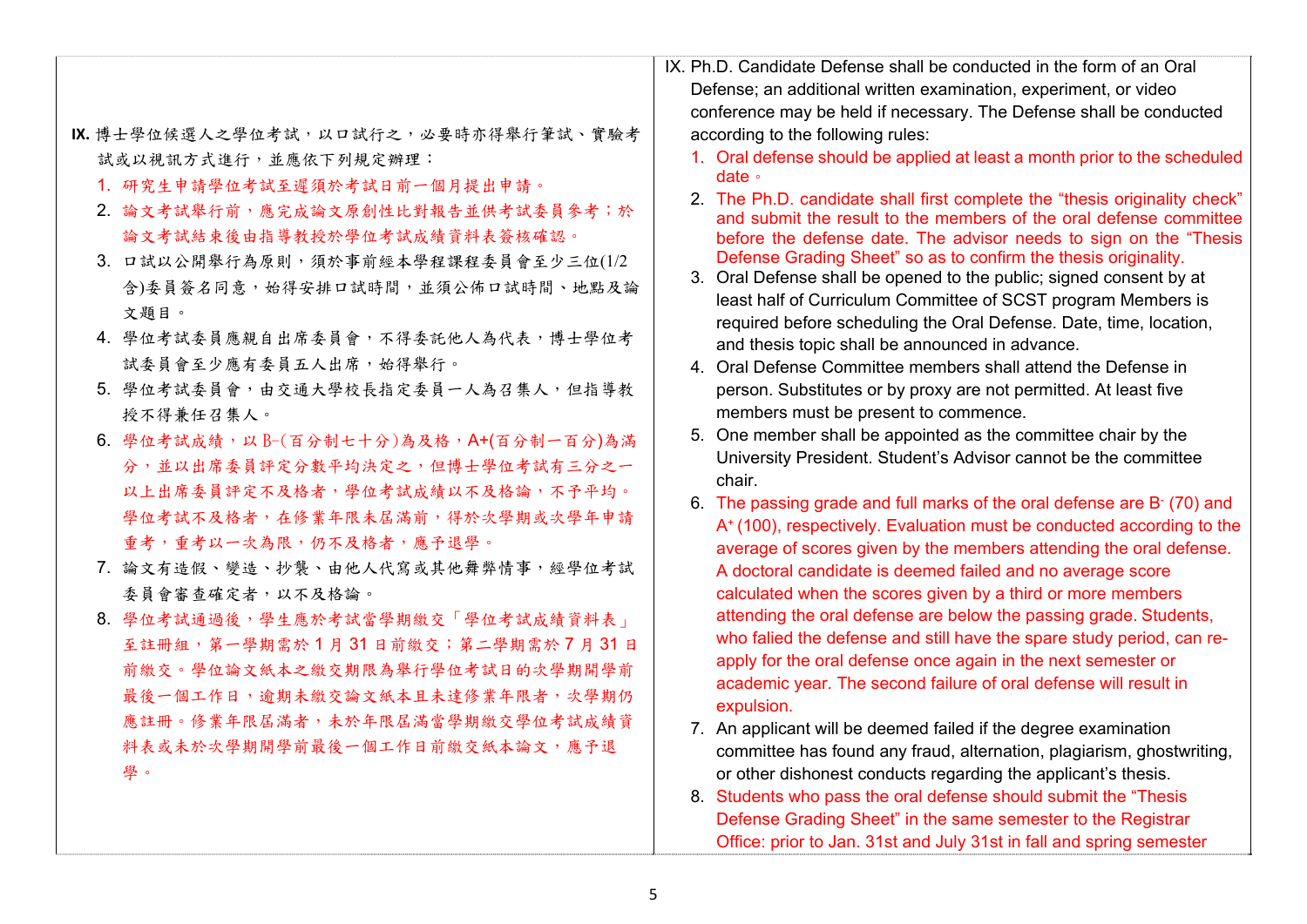**IX.** 博士學位候選人之學位考試，以口試行之，必要時亦得舉行筆試、實驗考試或以視訊方式進行，並應依下列規定辦理：

1. 研究生申請學位考試至遲須於考試日前一個月提出申請。
2. 論文考試舉行前，應完成論文原創性比對報告並供考試委員參考；於論文考試結束後由指導教授於學位考試成績資料表簽核確認。
3. 口試以公開舉行為原則，須於事前經本學程課程委員會至少三位(1/2含)委員簽名同意，始得安排口試時間，並須公佈口試時間、地點及論文題目。
4. 學位考試委員應親自出席委員會，不得委託他人為代表，博士學位考試委員會至少應有委員五人出席，始得舉行。
5. 學位考試委員會，由交通大學校長指定委員一人為召集人，但指導教授不得兼任召集人。
6. 學位考試成績，以 B-(百分制七十分)為及格，A+(百分制一百分)為滿分，並以出席委員評定分數平均決定之，但博士學位考試有三分之一以上出席委員評定不及格者，學位考試成績以不及格論，不予平均。學位考試不及格者，在修業年限未屆滿前，得於次學期或次學年申請重考，重考以一次為限，仍不及格者，應予退學。
7. 論文有造假、變造、抄襲、由他人代寫或其他舞弊情事，經學位考試委員會審查確定者，以不及格論。
8. 學位考試通過後，學生應於考試當學期繳交「學位考試成績資料表」至註冊組，第一學期需於 1 月 31 日前繳交；第二學期需於 7 月 31 日前繳交。學位論文紙本之繳交期限為舉行學位考試日的次學期開學前最後一個工作日，逾期未繳交論文紙本且未達修業年限者，次學期仍應註冊。修業年限屆滿者，未於年限屆滿當學期繳交學位考試成績資料表或未於次學期開學前最後一個工作日前繳交紙本論文，應予退學。

IX. Ph.D. Candidate Defense shall be conducted in the form of an Oral Defense; an additional written examination, experiment, or video conference may be held if necessary. The Defense shall be conducted according to the following rules:

1. Oral defense should be applied at least a month prior to the scheduled date。
2. The Ph.D. candidate shall first complete the “thesis originality check” and submit the result to the members of the oral defense committee before the defense date. The advisor needs to sign on the “Thesis Defense Grading Sheet” so as to confirm the thesis originality.
3. Oral Defense shall be opened to the public; signed consent by at least half of Curriculum Committee of SCST program Members is required before scheduling the Oral Defense. Date, time, location, and thesis topic shall be announced in advance.
4. Oral Defense Committee members shall attend the Defense in person. Substitutes or by proxy are not permitted. At least five members must be present to commence.
5. One member shall be appointed as the committee chair by the University President. Student’s Advisor cannot be the committee chair.
6. The passing grade and full marks of the oral defense are B- (70) and A+ (100), respectively. Evaluation must be conducted according to the average of scores given by the members attending the oral defense. A doctoral candidate is deemed failed and no average score calculated when the scores given by a third or more members attending the oral defense are below the passing grade. Students, who falied the defense and still have the spare study period, can re-apply for the oral defense once again in the next semester or academic year. The second failure of oral defense will result in expulsion.
7. An applicant will be deemed failed if the degree examination committee has found any fraud, alternation, plagiarism, ghostwriting, or other dishonest conducts regarding the applicant’s thesis.
8. Students who pass the oral defense should submit the “Thesis Defense Grading Sheet” in the same semester to the Registrar Office: prior to Jan. 31st and July 31st in fall and spring semester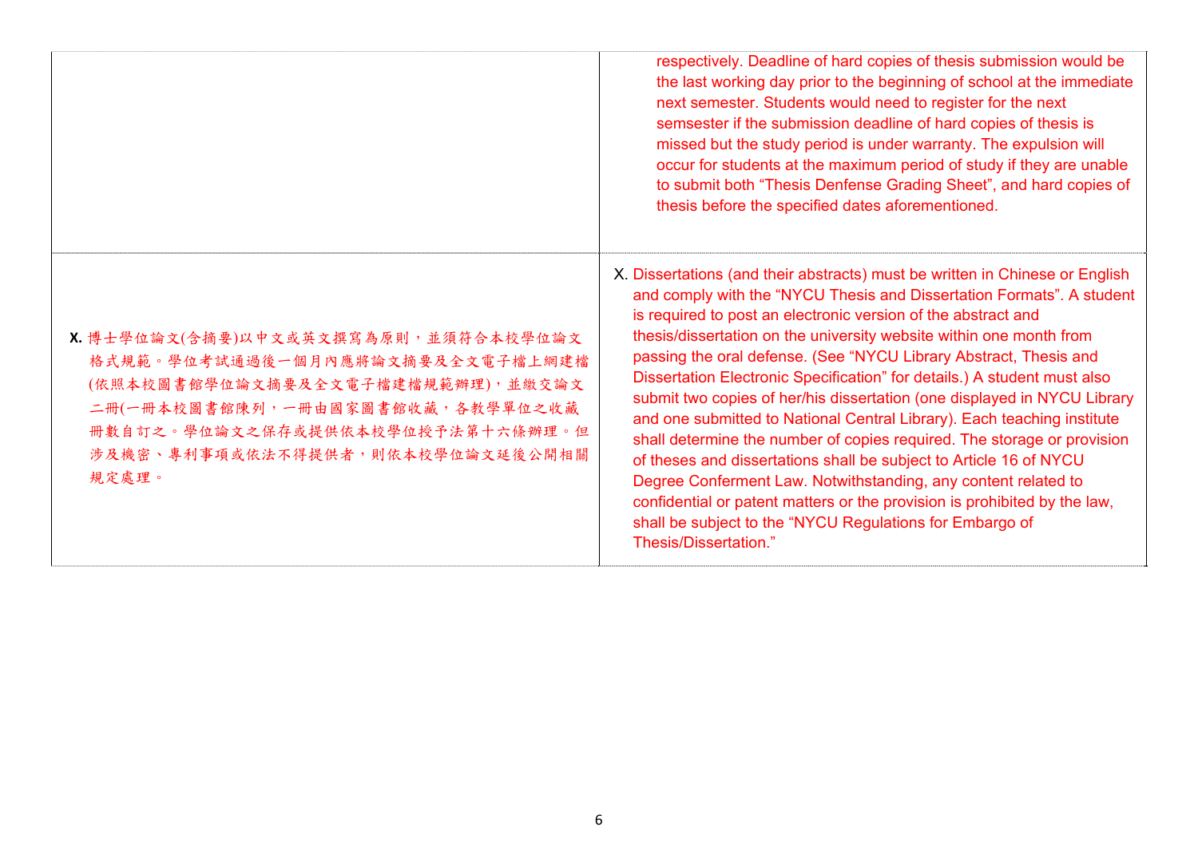| | |
|---|---|
| | respectively. Deadline of hard copies of thesis submission would be the last working day prior to the beginning of school at the immediate next semester. Students would need to register for the next semsester if the submission deadline of hard copies of thesis is missed but the study period is under warranty. The expulsion will occur for students at the maximum period of study if they are unable to submit both “Thesis Denfense Grading Sheet”, and hard copies of thesis before the specified dates aforementioned. |
| **X.** 博士學位論文(含摘要)以中文或英文撰寫為原則，並須符合本校學位論文格式規範。學位考試通過後一個月內應將論文摘要及全文電子檔上網建檔(依照本校圖書館學位論文摘要及全文電子檔建檔規範辦理)，並繳交論文二冊(一冊本校圖書館陳列，一冊由國家圖書館收藏，各教學單位之收藏冊數自訂之。學位論文之保存或提供依本校學位授予法第十六條辦理。但涉及機密、專利事項或依法不得提供者，則依本校學位論文延後公開相關規定處理。 | X. Dissertations (and their abstracts) must be written in Chinese or English and comply with the “NYCU Thesis and Dissertation Formats”. A student is required to post an electronic version of the abstract and thesis/dissertation on the university website within one month from passing the oral defense. (See “NYCU Library Abstract, Thesis and Dissertation Electronic Specification” for details.) A student must also submit two copies of her/his dissertation (one displayed in NYCU Library and one submitted to National Central Library). Each teaching institute shall determine the number of copies required. The storage or provision of theses and dissertations shall be subject to Article 16 of NYCU Degree Conferment Law. Notwithstanding, any content related to confidential or patent matters or the provision is prohibited by the law, shall be subject to the “NYCU Regulations for Embargo of Thesis/Dissertation.” |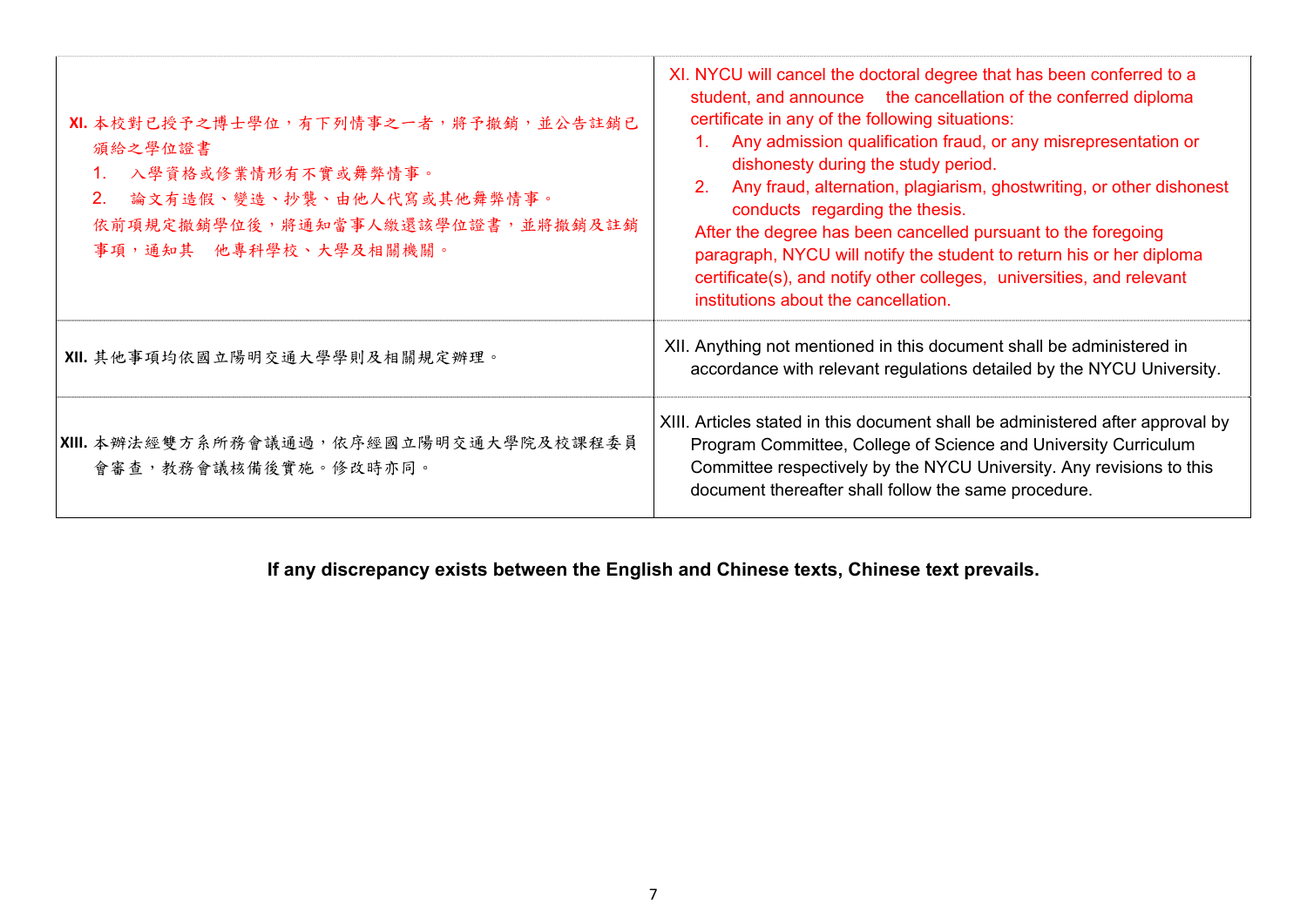| | |
|---|---|
| **XI.** 本校對已授予之博士學位，有下列情事之一者，將予撤銷，並公告註銷已頒給之學位證書<br>1. 入學資格或修業情形有不實或舞弊情事。<br>2. 論文有造假、變造、抄襲、由他人代寫或其他舞弊情事。<br>依前項規定撤銷學位後，將通知當事人繳還該學位證書，並將撤銷及註銷事項，通知其 他專科學校、大學及相關機關。 | XI. NYCU will cancel the doctoral degree that has been conferred to a student, and announce the cancellation of the conferred diploma certificate in any of the following situations:<br>1. Any admission qualification fraud, or any misrepresentation or dishonesty during the study period.<br>2. Any fraud, alternation, plagiarism, ghostwriting, or other dishonest conducts regarding the thesis.<br>After the degree has been cancelled pursuant to the foregoing paragraph, NYCU will notify the student to return his or her diploma certificate(s), and notify other colleges, universities, and relevant institutions about the cancellation. |
| **XII.** 其他事項均依國立陽明交通大學學則及相關規定辦理。 | XII. Anything not mentioned in this document shall be administered in accordance with relevant regulations detailed by the NYCU University. |
| **XIII.** 本辦法經雙方系所務會議通過，依序經國立陽明交通大學院及校課程委員會審查，教務會議核備後實施。修改時亦同。 | XIII. Articles stated in this document shall be administered after approval by Program Committee, College of Science and University Curriculum Committee respectively by the NYCU University. Any revisions to this document thereafter shall follow the same procedure. |

**If any discrepancy exists between the English and Chinese texts, Chinese text prevails.**